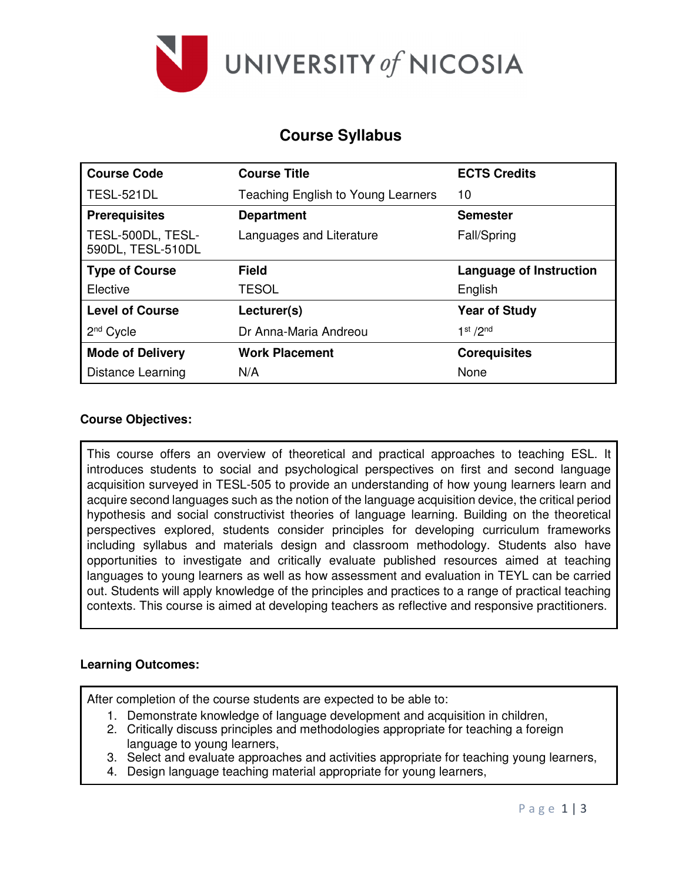# Course Syllabus

| Course Code | Course Title | ECTS Credits |
|---|---|---|
| TESL-521DL | Teaching English to Young Learners | 10 |
| **Prerequisites** | **Department** | **Semester** |
| TESL-500DL, TESL-590DL, TESL-510DL | Languages and Literature | Fall/Spring |
| **Type of Course** | **Field** | **Language of Instruction** |
| Elective | TESOL | English |
| **Level of Course** | **Lecturer(s)** | **Year of Study** |
| 2nd Cycle | Dr Anna-Maria Andreou | 1st /2nd |
| **Mode of Delivery** | **Work Placement** | **Corequisites** |
| Distance Learning | N/A | None |

**Course Objectives:**

This course offers an overview of theoretical and practical approaches to teaching ESL. It introduces students to social and psychological perspectives on first and second language acquisition surveyed in TESL-505 to provide an understanding of how young learners learn and acquire second languages such as the notion of the language acquisition device, the critical period hypothesis and social constructivist theories of language learning. Building on the theoretical perspectives explored, students consider principles for developing curriculum frameworks including syllabus and materials design and classroom methodology. Students also have opportunities to investigate and critically evaluate published resources aimed at teaching languages to young learners as well as how assessment and evaluation in TEYL can be carried out. Students will apply knowledge of the principles and practices to a range of practical teaching contexts. This course is aimed at developing teachers as reflective and responsive practitioners.

**Learning Outcomes:**

After completion of the course students are expected to be able to:

1. Demonstrate knowledge of language development and acquisition in children,
2. Critically discuss principles and methodologies appropriate for teaching a foreign language to young learners,
3. Select and evaluate approaches and activities appropriate for teaching young learners,
4. Design language teaching material appropriate for young learners,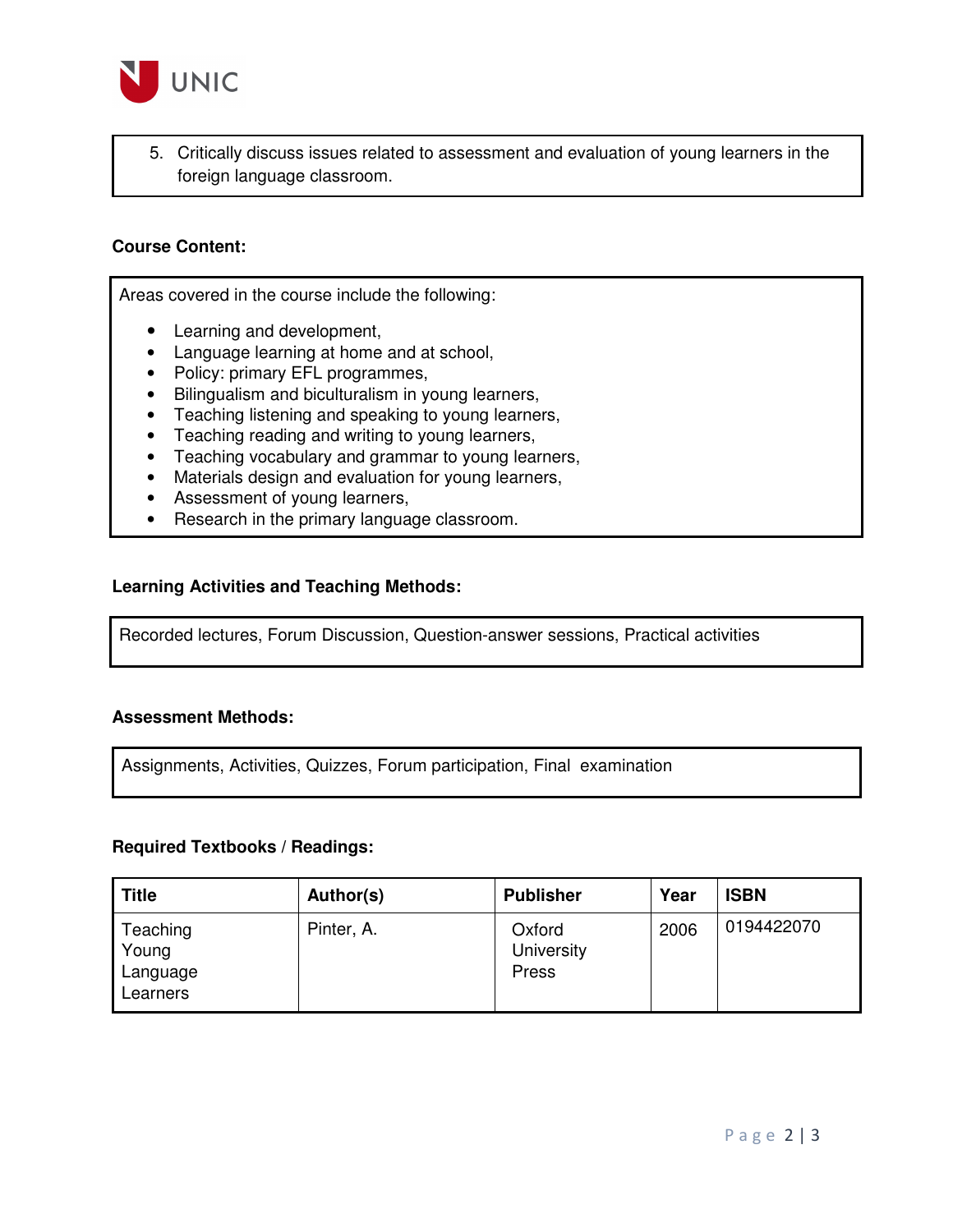5. Critically discuss issues related to assessment and evaluation of young learners in the foreign language classroom.

**Course Content:**

Areas covered in the course include the following:

- Learning and development,
- Language learning at home and at school,
- Policy: primary EFL programmes,
- Bilingualism and biculturalism in young learners,
- Teaching listening and speaking to young learners,
- Teaching reading and writing to young learners,
- Teaching vocabulary and grammar to young learners,
- Materials design and evaluation for young learners,
- Assessment of young learners,
- Research in the primary language classroom.

**Learning Activities and Teaching Methods:**

Recorded lectures, Forum Discussion, Question-answer sessions, Practical activities

**Assessment Methods:**

Assignments, Activities, Quizzes, Forum participation, Final examination

**Required Textbooks / Readings:**

| Title | Author(s) | Publisher | Year | ISBN |
|---|---|---|---|---|
| Teaching Young Language Learners | Pinter, A. | Oxford University Press | 2006 | 0194422070 |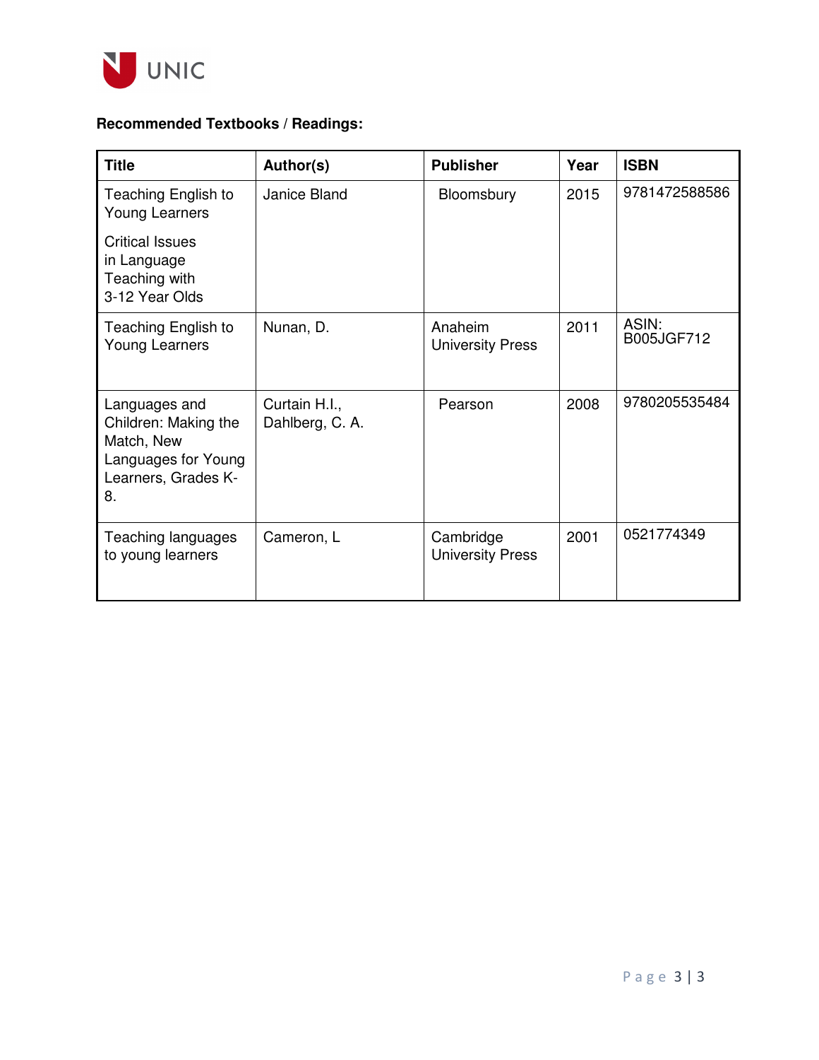**Recommended Textbooks / Readings:**

| Title | Author(s) | Publisher | Year | ISBN |
|---|---|---|---|---|
| Teaching English to Young Learners<br><br>Critical Issues in Language Teaching with 3-12 Year Olds | Janice Bland | Bloomsbury | 2015 | 9781472588586 |
| Teaching English to Young Learners | Nunan, D. | Anaheim University Press | 2011 | ASIN: B005JGF712 |
| Languages and Children: Making the Match, New Languages for Young Learners, Grades K-8. | Curtain H.I., Dahlberg, C. A. | Pearson | 2008 | 9780205535484 |
| Teaching languages to young learners | Cameron, L | Cambridge University Press | 2001 | 0521774349 |